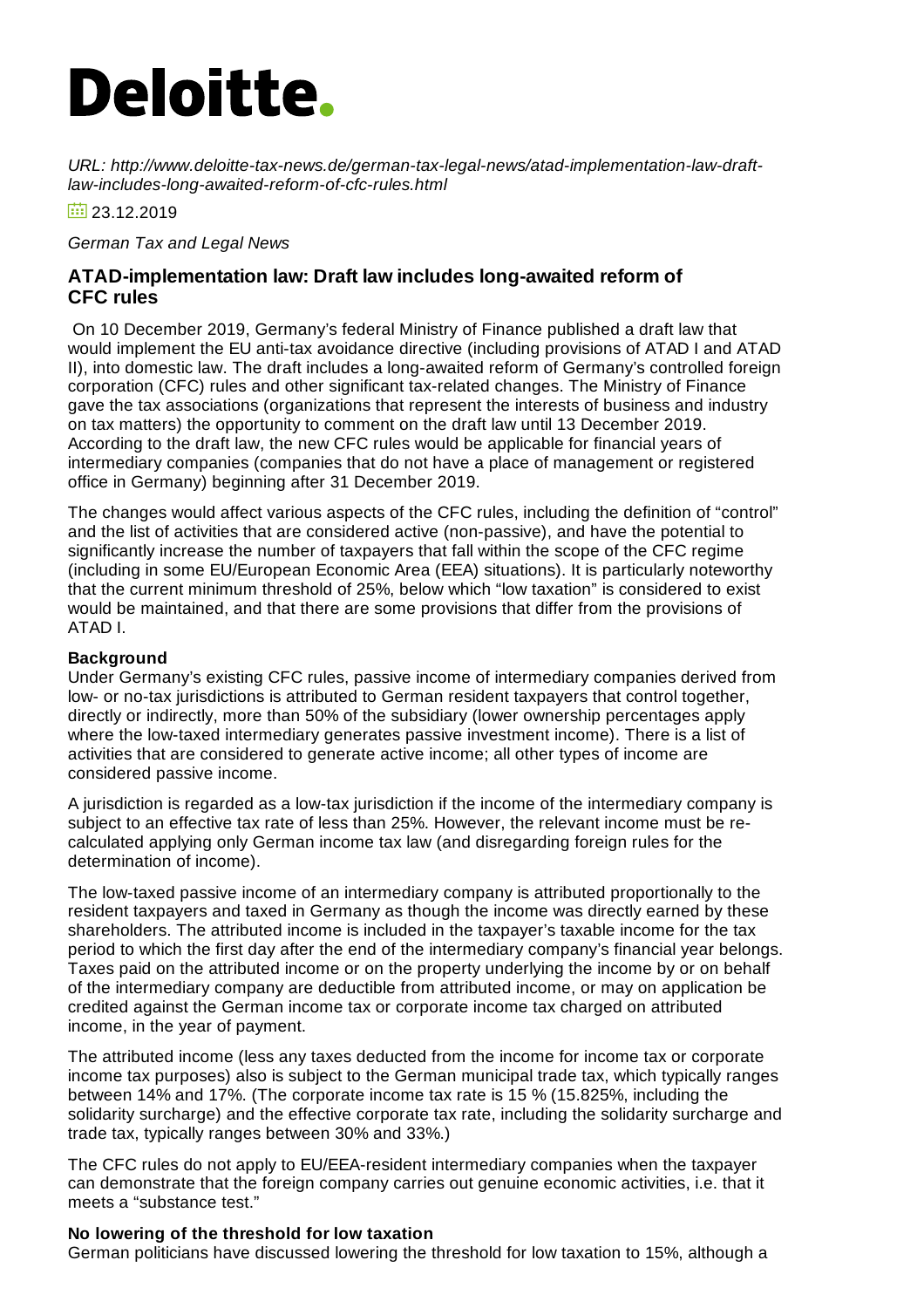# Deloitte.

*URL: http://www.deloitte-tax-news.de/german-tax-legal-news/atad-implementation-law-draft-law-includes-long-awaited-reform-of-cfc-rules.html*

23.12.2019

*German Tax and Legal News*

## ATAD-implementation law: Draft law includes long-awaited reform of CFC rules

On 10 December 2019, Germany's federal Ministry of Finance published a draft law that would implement the EU anti-tax avoidance directive (including provisions of ATAD I and ATAD II), into domestic law. The draft includes a long-awaited reform of Germany's controlled foreign corporation (CFC) rules and other significant tax-related changes. The Ministry of Finance gave the tax associations (organizations that represent the interests of business and industry on tax matters) the opportunity to comment on the draft law until 13 December 2019. According to the draft law, the new CFC rules would be applicable for financial years of intermediary companies (companies that do not have a place of management or registered office in Germany) beginning after 31 December 2019.

The changes would affect various aspects of the CFC rules, including the definition of "control" and the list of activities that are considered active (non-passive), and have the potential to significantly increase the number of taxpayers that fall within the scope of the CFC regime (including in some EU/European Economic Area (EEA) situations). It is particularly noteworthy that the current minimum threshold of 25%, below which "low taxation" is considered to exist would be maintained, and that there are some provisions that differ from the provisions of ATAD I.

**Background**

Under Germany's existing CFC rules, passive income of intermediary companies derived from low- or no-tax jurisdictions is attributed to German resident taxpayers that control together, directly or indirectly, more than 50% of the subsidiary (lower ownership percentages apply where the low-taxed intermediary generates passive investment income). There is a list of activities that are considered to generate active income; all other types of income are considered passive income.

A jurisdiction is regarded as a low-tax jurisdiction if the income of the intermediary company is subject to an effective tax rate of less than 25%. However, the relevant income must be re-calculated applying only German income tax law (and disregarding foreign rules for the determination of income).

The low-taxed passive income of an intermediary company is attributed proportionally to the resident taxpayers and taxed in Germany as though the income was directly earned by these shareholders. The attributed income is included in the taxpayer's taxable income for the tax period to which the first day after the end of the intermediary company's financial year belongs. Taxes paid on the attributed income or on the property underlying the income by or on behalf of the intermediary company are deductible from attributed income, or may on application be credited against the German income tax or corporate income tax charged on attributed income, in the year of payment.

The attributed income (less any taxes deducted from the income for income tax or corporate income tax purposes) also is subject to the German municipal trade tax, which typically ranges between 14% and 17%. (The corporate income tax rate is 15 % (15.825%, including the solidarity surcharge) and the effective corporate tax rate, including the solidarity surcharge and trade tax, typically ranges between 30% and 33%.)

The CFC rules do not apply to EU/EEA-resident intermediary companies when the taxpayer can demonstrate that the foreign company carries out genuine economic activities, i.e. that it meets a "substance test."

**No lowering of the threshold for low taxation**

German politicians have discussed lowering the threshold for low taxation to 15%, although a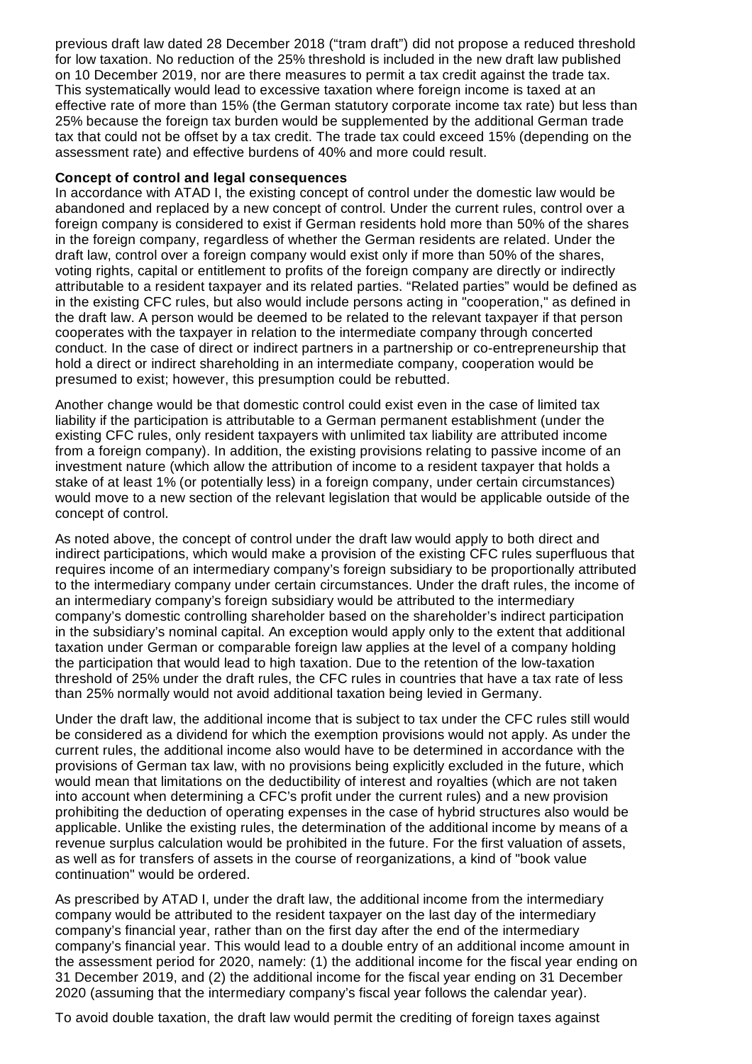previous draft law dated 28 December 2018 ("tram draft") did not propose a reduced threshold for low taxation. No reduction of the 25% threshold is included in the new draft law published on 10 December 2019, nor are there measures to permit a tax credit against the trade tax. This systematically would lead to excessive taxation where foreign income is taxed at an effective rate of more than 15% (the German statutory corporate income tax rate) but less than 25% because the foreign tax burden would be supplemented by the additional German trade tax that could not be offset by a tax credit. The trade tax could exceed 15% (depending on the assessment rate) and effective burdens of 40% and more could result.

**Concept of control and legal consequences**

In accordance with ATAD I, the existing concept of control under the domestic law would be abandoned and replaced by a new concept of control. Under the current rules, control over a foreign company is considered to exist if German residents hold more than 50% of the shares in the foreign company, regardless of whether the German residents are related. Under the draft law, control over a foreign company would exist only if more than 50% of the shares, voting rights, capital or entitlement to profits of the foreign company are directly or indirectly attributable to a resident taxpayer and its related parties. "Related parties" would be defined as in the existing CFC rules, but also would include persons acting in "cooperation," as defined in the draft law. A person would be deemed to be related to the relevant taxpayer if that person cooperates with the taxpayer in relation to the intermediate company through concerted conduct. In the case of direct or indirect partners in a partnership or co-entrepreneurship that hold a direct or indirect shareholding in an intermediate company, cooperation would be presumed to exist; however, this presumption could be rebutted.

Another change would be that domestic control could exist even in the case of limited tax liability if the participation is attributable to a German permanent establishment (under the existing CFC rules, only resident taxpayers with unlimited tax liability are attributed income from a foreign company). In addition, the existing provisions relating to passive income of an investment nature (which allow the attribution of income to a resident taxpayer that holds a stake of at least 1% (or potentially less) in a foreign company, under certain circumstances) would move to a new section of the relevant legislation that would be applicable outside of the concept of control.

As noted above, the concept of control under the draft law would apply to both direct and indirect participations, which would make a provision of the existing CFC rules superfluous that requires income of an intermediary company's foreign subsidiary to be proportionally attributed to the intermediary company under certain circumstances. Under the draft rules, the income of an intermediary company's foreign subsidiary would be attributed to the intermediary company's domestic controlling shareholder based on the shareholder's indirect participation in the subsidiary's nominal capital. An exception would apply only to the extent that additional taxation under German or comparable foreign law applies at the level of a company holding the participation that would lead to high taxation. Due to the retention of the low-taxation threshold of 25% under the draft rules, the CFC rules in countries that have a tax rate of less than 25% normally would not avoid additional taxation being levied in Germany.

Under the draft law, the additional income that is subject to tax under the CFC rules still would be considered as a dividend for which the exemption provisions would not apply. As under the current rules, the additional income also would have to be determined in accordance with the provisions of German tax law, with no provisions being explicitly excluded in the future, which would mean that limitations on the deductibility of interest and royalties (which are not taken into account when determining a CFC's profit under the current rules) and a new provision prohibiting the deduction of operating expenses in the case of hybrid structures also would be applicable. Unlike the existing rules, the determination of the additional income by means of a revenue surplus calculation would be prohibited in the future. For the first valuation of assets, as well as for transfers of assets in the course of reorganizations, a kind of "book value continuation" would be ordered.

As prescribed by ATAD I, under the draft law, the additional income from the intermediary company would be attributed to the resident taxpayer on the last day of the intermediary company's financial year, rather than on the first day after the end of the intermediary company's financial year. This would lead to a double entry of an additional income amount in the assessment period for 2020, namely: (1) the additional income for the fiscal year ending on 31 December 2019, and (2) the additional income for the fiscal year ending on 31 December 2020 (assuming that the intermediary company's fiscal year follows the calendar year).

To avoid double taxation, the draft law would permit the crediting of foreign taxes against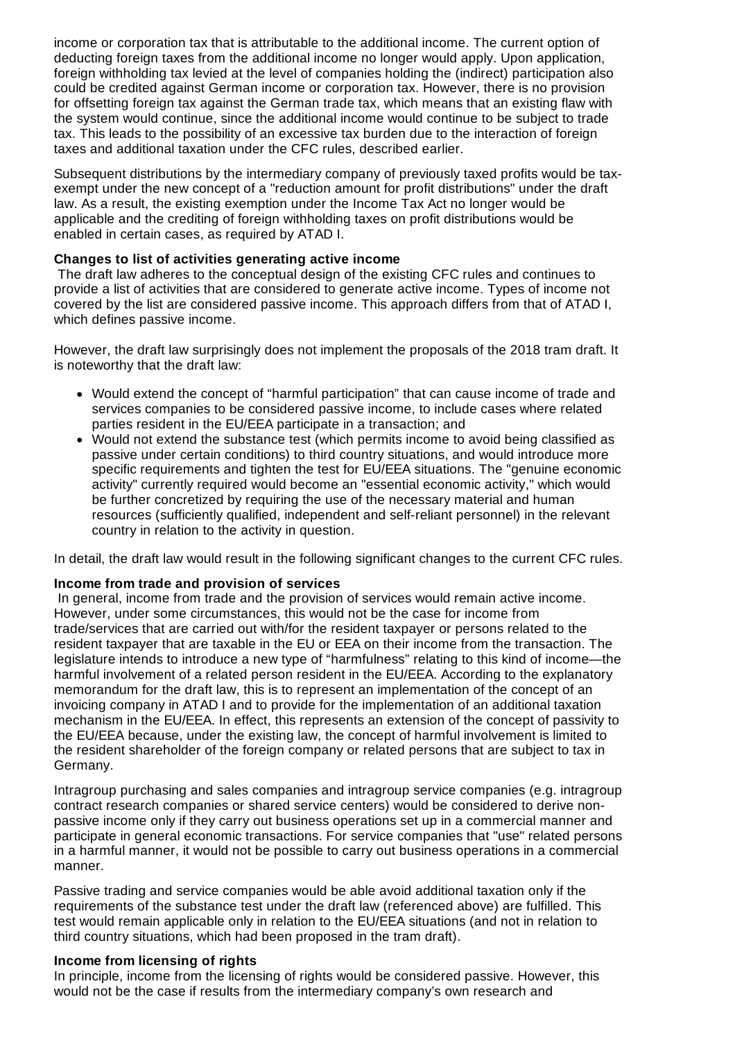income or corporation tax that is attributable to the additional income. The current option of deducting foreign taxes from the additional income no longer would apply. Upon application, foreign withholding tax levied at the level of companies holding the (indirect) participation also could be credited against German income or corporation tax. However, there is no provision for offsetting foreign tax against the German trade tax, which means that an existing flaw with the system would continue, since the additional income would continue to be subject to trade tax. This leads to the possibility of an excessive tax burden due to the interaction of foreign taxes and additional taxation under the CFC rules, described earlier.

Subsequent distributions by the intermediary company of previously taxed profits would be tax-exempt under the new concept of a "reduction amount for profit distributions" under the draft law. As a result, the existing exemption under the Income Tax Act no longer would be applicable and the crediting of foreign withholding taxes on profit distributions would be enabled in certain cases, as required by ATAD I.

**Changes to list of activities generating active income**

The draft law adheres to the conceptual design of the existing CFC rules and continues to provide a list of activities that are considered to generate active income. Types of income not covered by the list are considered passive income. This approach differs from that of ATAD I, which defines passive income.

However, the draft law surprisingly does not implement the proposals of the 2018 tram draft. It is noteworthy that the draft law:

- Would extend the concept of "harmful participation" that can cause income of trade and services companies to be considered passive income, to include cases where related parties resident in the EU/EEA participate in a transaction; and
- Would not extend the substance test (which permits income to avoid being classified as passive under certain conditions) to third country situations, and would introduce more specific requirements and tighten the test for EU/EEA situations. The "genuine economic activity" currently required would become an "essential economic activity," which would be further concretized by requiring the use of the necessary material and human resources (sufficiently qualified, independent and self-reliant personnel) in the relevant country in relation to the activity in question.

In detail, the draft law would result in the following significant changes to the current CFC rules.

**Income from trade and provision of services**

In general, income from trade and the provision of services would remain active income. However, under some circumstances, this would not be the case for income from trade/services that are carried out with/for the resident taxpayer or persons related to the resident taxpayer that are taxable in the EU or EEA on their income from the transaction. The legislature intends to introduce a new type of "harmfulness" relating to this kind of income—the harmful involvement of a related person resident in the EU/EEA. According to the explanatory memorandum for the draft law, this is to represent an implementation of the concept of an invoicing company in ATAD I and to provide for the implementation of an additional taxation mechanism in the EU/EEA. In effect, this represents an extension of the concept of passivity to the EU/EEA because, under the existing law, the concept of harmful involvement is limited to the resident shareholder of the foreign company or related persons that are subject to tax in Germany.

Intragroup purchasing and sales companies and intragroup service companies (e.g. intragroup contract research companies or shared service centers) would be considered to derive non-passive income only if they carry out business operations set up in a commercial manner and participate in general economic transactions. For service companies that "use" related persons in a harmful manner, it would not be possible to carry out business operations in a commercial manner.

Passive trading and service companies would be able avoid additional taxation only if the requirements of the substance test under the draft law (referenced above) are fulfilled. This test would remain applicable only in relation to the EU/EEA situations (and not in relation to third country situations, which had been proposed in the tram draft).

**Income from licensing of rights**

In principle, income from the licensing of rights would be considered passive. However, this would not be the case if results from the intermediary company's own research and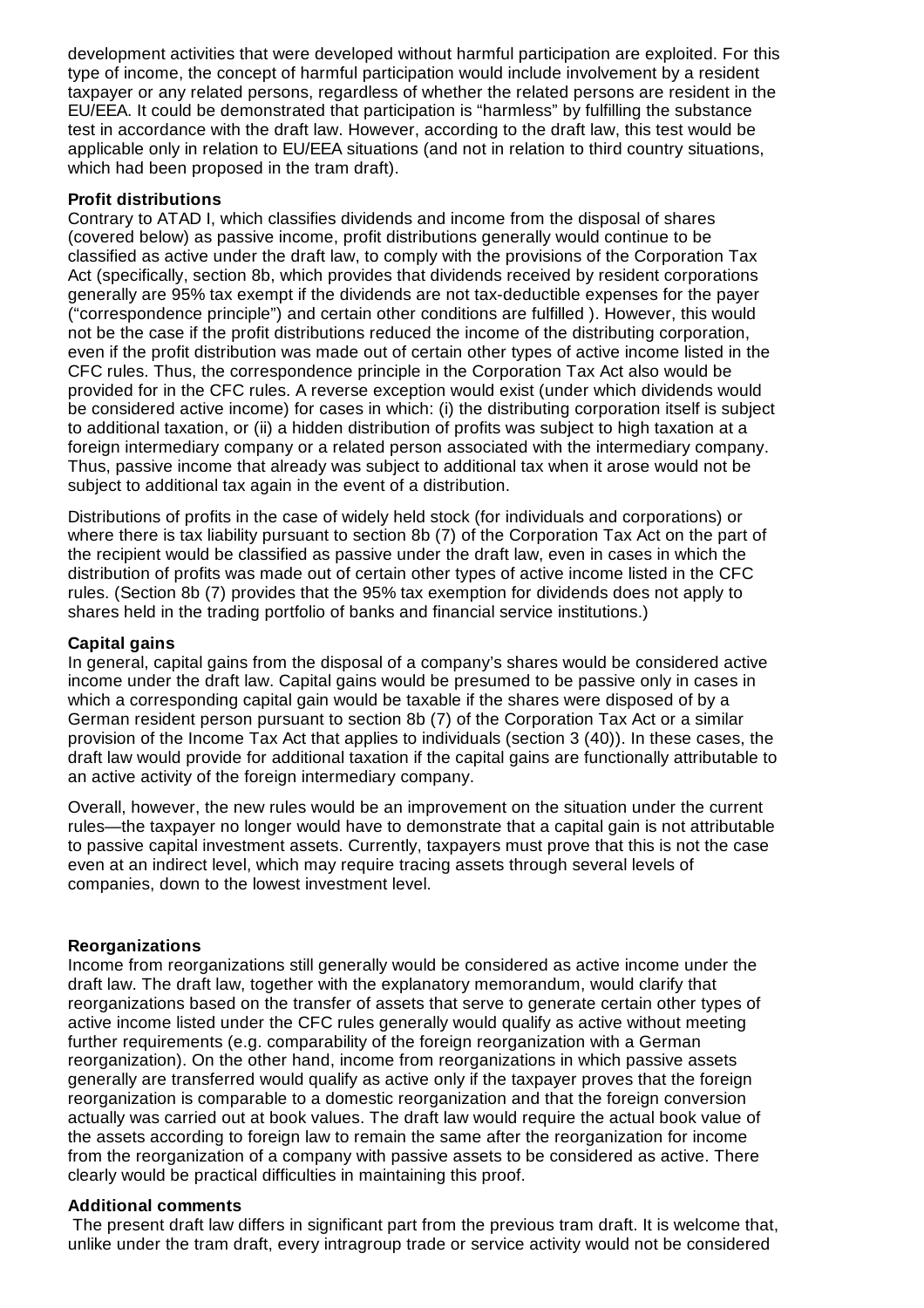development activities that were developed without harmful participation are exploited. For this type of income, the concept of harmful participation would include involvement by a resident taxpayer or any related persons, regardless of whether the related persons are resident in the EU/EEA. It could be demonstrated that participation is "harmless" by fulfilling the substance test in accordance with the draft law. However, according to the draft law, this test would be applicable only in relation to EU/EEA situations (and not in relation to third country situations, which had been proposed in the tram draft).

**Profit distributions**

Contrary to ATAD I, which classifies dividends and income from the disposal of shares (covered below) as passive income, profit distributions generally would continue to be classified as active under the draft law, to comply with the provisions of the Corporation Tax Act (specifically, section 8b, which provides that dividends received by resident corporations generally are 95% tax exempt if the dividends are not tax-deductible expenses for the payer ("correspondence principle") and certain other conditions are fulfilled ). However, this would not be the case if the profit distributions reduced the income of the distributing corporation, even if the profit distribution was made out of certain other types of active income listed in the CFC rules. Thus, the correspondence principle in the Corporation Tax Act also would be provided for in the CFC rules. A reverse exception would exist (under which dividends would be considered active income) for cases in which: (i) the distributing corporation itself is subject to additional taxation, or (ii) a hidden distribution of profits was subject to high taxation at a foreign intermediary company or a related person associated with the intermediary company. Thus, passive income that already was subject to additional tax when it arose would not be subject to additional tax again in the event of a distribution.

Distributions of profits in the case of widely held stock (for individuals and corporations) or where there is tax liability pursuant to section 8b (7) of the Corporation Tax Act on the part of the recipient would be classified as passive under the draft law, even in cases in which the distribution of profits was made out of certain other types of active income listed in the CFC rules. (Section 8b (7) provides that the 95% tax exemption for dividends does not apply to shares held in the trading portfolio of banks and financial service institutions.)

**Capital gains**

In general, capital gains from the disposal of a company's shares would be considered active income under the draft law. Capital gains would be presumed to be passive only in cases in which a corresponding capital gain would be taxable if the shares were disposed of by a German resident person pursuant to section 8b (7) of the Corporation Tax Act or a similar provision of the Income Tax Act that applies to individuals (section 3 (40)). In these cases, the draft law would provide for additional taxation if the capital gains are functionally attributable to an active activity of the foreign intermediary company.

Overall, however, the new rules would be an improvement on the situation under the current rules—the taxpayer no longer would have to demonstrate that a capital gain is not attributable to passive capital investment assets. Currently, taxpayers must prove that this is not the case even at an indirect level, which may require tracing assets through several levels of companies, down to the lowest investment level.

**Reorganizations**

Income from reorganizations still generally would be considered as active income under the draft law. The draft law, together with the explanatory memorandum, would clarify that reorganizations based on the transfer of assets that serve to generate certain other types of active income listed under the CFC rules generally would qualify as active without meeting further requirements (e.g. comparability of the foreign reorganization with a German reorganization). On the other hand, income from reorganizations in which passive assets generally are transferred would qualify as active only if the taxpayer proves that the foreign reorganization is comparable to a domestic reorganization and that the foreign conversion actually was carried out at book values. The draft law would require the actual book value of the assets according to foreign law to remain the same after the reorganization for income from the reorganization of a company with passive assets to be considered as active. There clearly would be practical difficulties in maintaining this proof.

**Additional comments**

The present draft law differs in significant part from the previous tram draft. It is welcome that, unlike under the tram draft, every intragroup trade or service activity would not be considered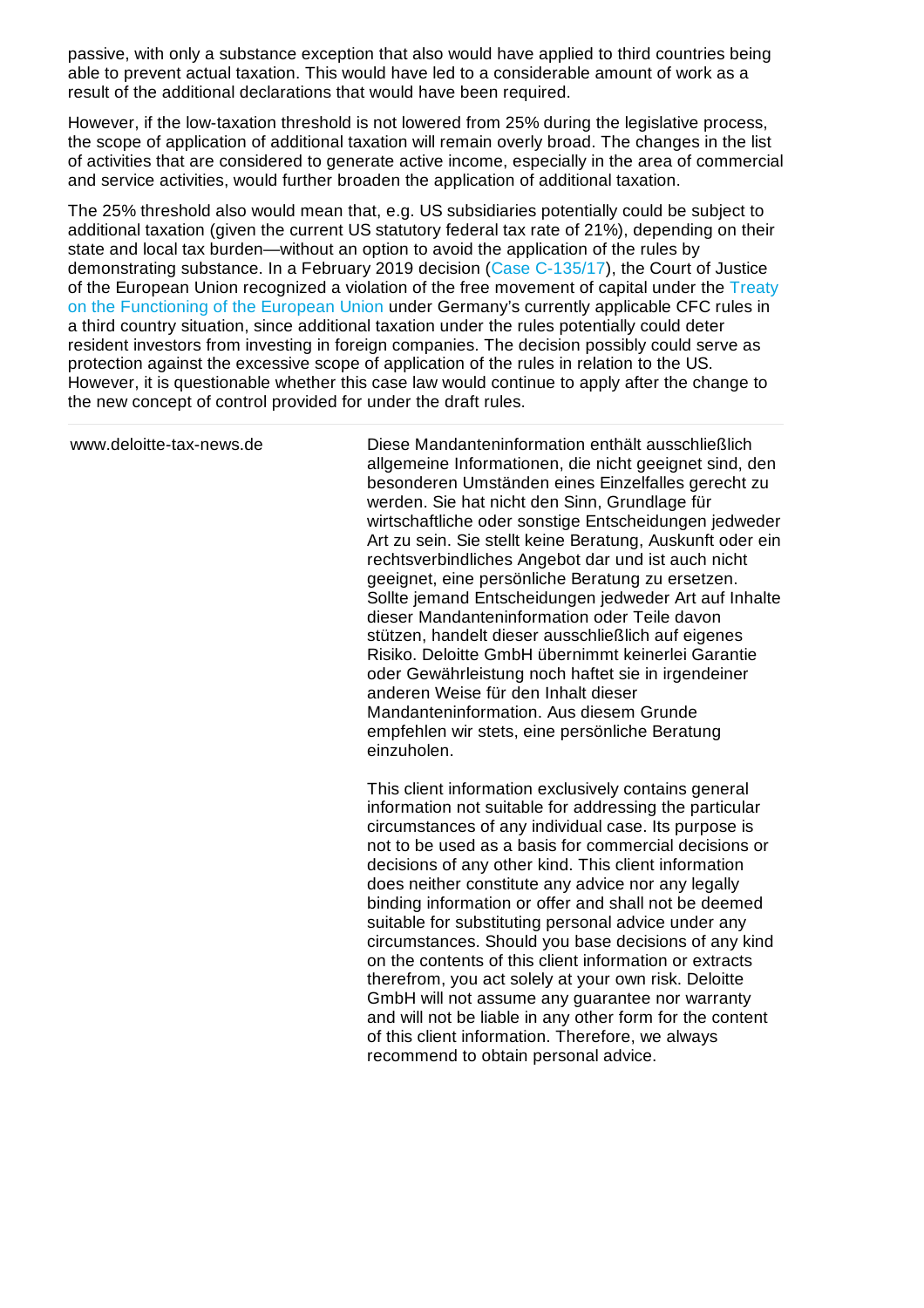passive, with only a substance exception that also would have applied to third countries being able to prevent actual taxation. This would have led to a considerable amount of work as a result of the additional declarations that would have been required.

However, if the low-taxation threshold is not lowered from 25% during the legislative process, the scope of application of additional taxation will remain overly broad. The changes in the list of activities that are considered to generate active income, especially in the area of commercial and service activities, would further broaden the application of additional taxation.

The 25% threshold also would mean that, e.g. US subsidiaries potentially could be subject to additional taxation (given the current US statutory federal tax rate of 21%), depending on their state and local tax burden—without an option to avoid the application of the rules by demonstrating substance. In a February 2019 decision (Case C-135/17), the Court of Justice of the European Union recognized a violation of the free movement of capital under the Treaty on the Functioning of the European Union under Germany's currently applicable CFC rules in a third country situation, since additional taxation under the rules potentially could deter resident investors from investing in foreign companies. The decision possibly could serve as protection against the excessive scope of application of the rules in relation to the US. However, it is questionable whether this case law would continue to apply after the change to the new concept of control provided for under the draft rules.

---

www.deloitte-tax-news.de

Diese Mandanteninformation enthält ausschließlich allgemeine Informationen, die nicht geeignet sind, den besonderen Umständen eines Einzelfalles gerecht zu werden. Sie hat nicht den Sinn, Grundlage für wirtschaftliche oder sonstige Entscheidungen jedweder Art zu sein. Sie stellt keine Beratung, Auskunft oder ein rechtsverbindliches Angebot dar und ist auch nicht geeignet, eine persönliche Beratung zu ersetzen. Sollte jemand Entscheidungen jedweder Art auf Inhalte dieser Mandanteninformation oder Teile davon stützen, handelt dieser ausschließlich auf eigenes Risiko. Deloitte GmbH übernimmt keinerlei Garantie oder Gewährleistung noch haftet sie in irgendeiner anderen Weise für den Inhalt dieser Mandanteninformation. Aus diesem Grunde empfehlen wir stets, eine persönliche Beratung einzuholen.

This client information exclusively contains general information not suitable for addressing the particular circumstances of any individual case. Its purpose is not to be used as a basis for commercial decisions or decisions of any other kind. This client information does neither constitute any advice nor any legally binding information or offer and shall not be deemed suitable for substituting personal advice under any circumstances. Should you base decisions of any kind on the contents of this client information or extracts therefrom, you act solely at your own risk. Deloitte GmbH will not assume any guarantee nor warranty and will not be liable in any other form for the content of this client information. Therefore, we always recommend to obtain personal advice.